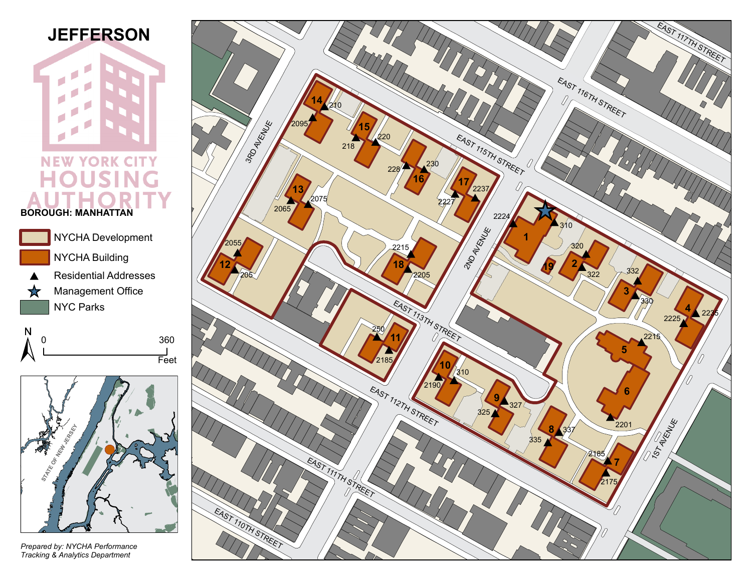# JEFFERSON

NEW YORK CITY HOUSING AUTHORITY

**BOROUGH: MANHATTAN**

- NYCHA Development
- NYCHA Building
- Residential Addresses
- Management Office
- NYC Parks

N

0 360 Feet

STATE OF NEW JERSEY

3RD AVENUE

2ND AVENUE

1ST AVENUE

EAST 117TH STREET

EAST 116TH STREET

EAST 115TH STREET

EAST 113TH STREET

EAST 112TH STREET

EAST 111TH STREET

EAST 110TH STREET

14 210 2095

15 220 218

16 228 230

17 2237 2227

13 2065 2075

12 2055 205

18 2215 2205

11 250 2185

10 2190 310

9 327 325

8 337 335

7 2185 2175

1 2224 310

19

2 320 322

3 332 330

4 2225 2235

5 2215

6 2201

*Prepared by: NYCHA Performance Tracking & Analytics Department*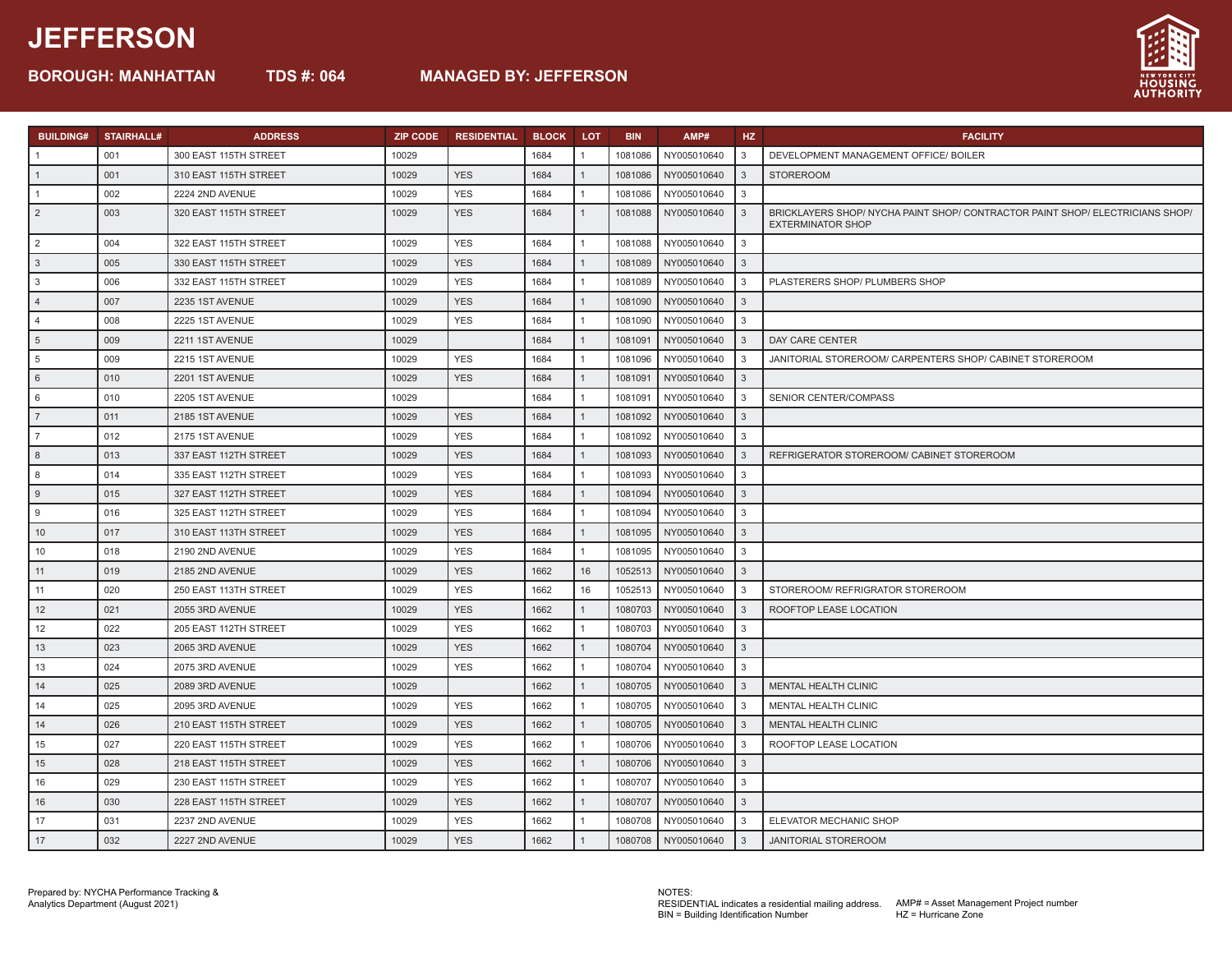# JEFFERSON

**BOROUGH: MANHATTAN** **TDS #: 064** **MANAGED BY: JEFFERSON**

| BUILDING# | STAIRHALL# | ADDRESS | ZIP CODE | RESIDENTIAL | BLOCK | LOT | BIN | AMP# | HZ | FACILITY |
|---|---|---|---|---|---|---|---|---|---|---|
| 1 | 001 | 300 EAST 115TH STREET | 10029 | | 1684 | 1 | 1081086 | NY005010640 | 3 | DEVELOPMENT MANAGEMENT OFFICE/ BOILER |
| 1 | 001 | 310 EAST 115TH STREET | 10029 | YES | 1684 | 1 | 1081086 | NY005010640 | 3 | STOREROOM |
| 1 | 002 | 2224 2ND AVENUE | 10029 | YES | 1684 | 1 | 1081086 | NY005010640 | 3 | |
| 2 | 003 | 320 EAST 115TH STREET | 10029 | YES | 1684 | 1 | 1081088 | NY005010640 | 3 | BRICKLAYERS SHOP/ NYCHA PAINT SHOP/ CONTRACTOR PAINT SHOP/ ELECTRICIANS SHOP/ EXTERMINATOR SHOP |
| 2 | 004 | 322 EAST 115TH STREET | 10029 | YES | 1684 | 1 | 1081088 | NY005010640 | 3 | |
| 3 | 005 | 330 EAST 115TH STREET | 10029 | YES | 1684 | 1 | 1081089 | NY005010640 | 3 | |
| 3 | 006 | 332 EAST 115TH STREET | 10029 | YES | 1684 | 1 | 1081089 | NY005010640 | 3 | PLASTERERS SHOP/ PLUMBERS SHOP |
| 4 | 007 | 2235 1ST AVENUE | 10029 | YES | 1684 | 1 | 1081090 | NY005010640 | 3 | |
| 4 | 008 | 2225 1ST AVENUE | 10029 | YES | 1684 | 1 | 1081090 | NY005010640 | 3 | |
| 5 | 009 | 2211 1ST AVENUE | 10029 | | 1684 | 1 | 1081091 | NY005010640 | 3 | DAY CARE CENTER |
| 5 | 009 | 2215 1ST AVENUE | 10029 | YES | 1684 | 1 | 1081096 | NY005010640 | 3 | JANITORIAL STOREROOM/ CARPENTERS SHOP/ CABINET STOREROOM |
| 6 | 010 | 2201 1ST AVENUE | 10029 | YES | 1684 | 1 | 1081091 | NY005010640 | 3 | |
| 6 | 010 | 2205 1ST AVENUE | 10029 | | 1684 | 1 | 1081091 | NY005010640 | 3 | SENIOR CENTER/COMPASS |
| 7 | 011 | 2185 1ST AVENUE | 10029 | YES | 1684 | 1 | 1081092 | NY005010640 | 3 | |
| 7 | 012 | 2175 1ST AVENUE | 10029 | YES | 1684 | 1 | 1081092 | NY005010640 | 3 | |
| 8 | 013 | 337 EAST 112TH STREET | 10029 | YES | 1684 | 1 | 1081093 | NY005010640 | 3 | REFRIGERATOR STOREROOM/ CABINET STOREROOM |
| 8 | 014 | 335 EAST 112TH STREET | 10029 | YES | 1684 | 1 | 1081093 | NY005010640 | 3 | |
| 9 | 015 | 327 EAST 112TH STREET | 10029 | YES | 1684 | 1 | 1081094 | NY005010640 | 3 | |
| 9 | 016 | 325 EAST 112TH STREET | 10029 | YES | 1684 | 1 | 1081094 | NY005010640 | 3 | |
| 10 | 017 | 310 EAST 113TH STREET | 10029 | YES | 1684 | 1 | 1081095 | NY005010640 | 3 | |
| 10 | 018 | 2190 2ND AVENUE | 10029 | YES | 1684 | 1 | 1081095 | NY005010640 | 3 | |
| 11 | 019 | 2185 2ND AVENUE | 10029 | YES | 1662 | 16 | 1052513 | NY005010640 | 3 | |
| 11 | 020 | 250 EAST 113TH STREET | 10029 | YES | 1662 | 16 | 1052513 | NY005010640 | 3 | STOREROOM/ REFRIGRATOR STOREROOM |
| 12 | 021 | 2055 3RD AVENUE | 10029 | YES | 1662 | 1 | 1080703 | NY005010640 | 3 | ROOFTOP LEASE LOCATION |
| 12 | 022 | 205 EAST 112TH STREET | 10029 | YES | 1662 | 1 | 1080703 | NY005010640 | 3 | |
| 13 | 023 | 2065 3RD AVENUE | 10029 | YES | 1662 | 1 | 1080704 | NY005010640 | 3 | |
| 13 | 024 | 2075 3RD AVENUE | 10029 | YES | 1662 | 1 | 1080704 | NY005010640 | 3 | |
| 14 | 025 | 2089 3RD AVENUE | 10029 | | 1662 | 1 | 1080705 | NY005010640 | 3 | MENTAL HEALTH CLINIC |
| 14 | 025 | 2095 3RD AVENUE | 10029 | YES | 1662 | 1 | 1080705 | NY005010640 | 3 | MENTAL HEALTH CLINIC |
| 14 | 026 | 210 EAST 115TH STREET | 10029 | YES | 1662 | 1 | 1080705 | NY005010640 | 3 | MENTAL HEALTH CLINIC |
| 15 | 027 | 220 EAST 115TH STREET | 10029 | YES | 1662 | 1 | 1080706 | NY005010640 | 3 | ROOFTOP LEASE LOCATION |
| 15 | 028 | 218 EAST 115TH STREET | 10029 | YES | 1662 | 1 | 1080706 | NY005010640 | 3 | |
| 16 | 029 | 230 EAST 115TH STREET | 10029 | YES | 1662 | 1 | 1080707 | NY005010640 | 3 | |
| 16 | 030 | 228 EAST 115TH STREET | 10029 | YES | 1662 | 1 | 1080707 | NY005010640 | 3 | |
| 17 | 031 | 2237 2ND AVENUE | 10029 | YES | 1662 | 1 | 1080708 | NY005010640 | 3 | ELEVATOR MECHANIC SHOP |
| 17 | 032 | 2227 2ND AVENUE | 10029 | YES | 1662 | 1 | 1080708 | NY005010640 | 3 | JANITORIAL STOREROOM |

Prepared by: NYCHA Performance Tracking & Analytics Department (August 2021)

NOTES:
RESIDENTIAL indicates a residential mailing address.
BIN = Building Identification Number
AMP# = Asset Management Project number
HZ = Hurricane Zone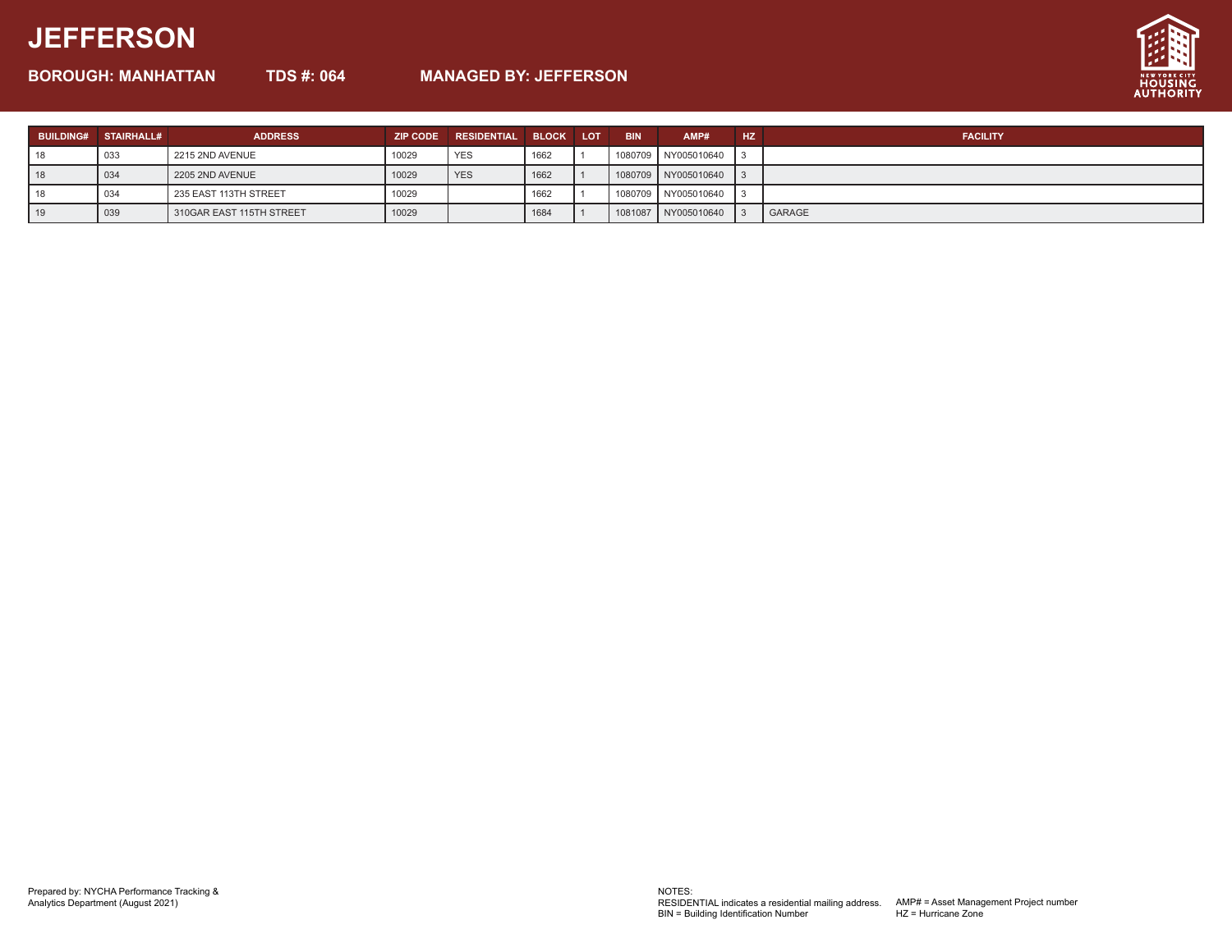# JEFFERSON

**BOROUGH: MANHATTAN** **TDS #: 064** **MANAGED BY: JEFFERSON**

| BUILDING# | STAIRHALL# | ADDRESS | ZIP CODE | RESIDENTIAL | BLOCK | LOT | BIN | AMP# | HZ | FACILITY |
|---|---|---|---|---|---|---|---|---|---|---|
| 18 | 033 | 2215 2ND AVENUE | 10029 | YES | 1662 | 1 | 1080709 | NY005010640 | 3 | |
| 18 | 034 | 2205 2ND AVENUE | 10029 | YES | 1662 | 1 | 1080709 | NY005010640 | 3 | |
| 18 | 034 | 235 EAST 113TH STREET | 10029 | | 1662 | 1 | 1080709 | NY005010640 | 3 | |
| 19 | 039 | 310GAR EAST 115TH STREET | 10029 | | 1684 | 1 | 1081087 | NY005010640 | 3 | GARAGE |

Prepared by: NYCHA Performance Tracking & Analytics Department (August 2021)

NOTES:
RESIDENTIAL indicates a residential mailing address.
BIN = Building Identification Number
AMP# = Asset Management Project number
HZ = Hurricane Zone